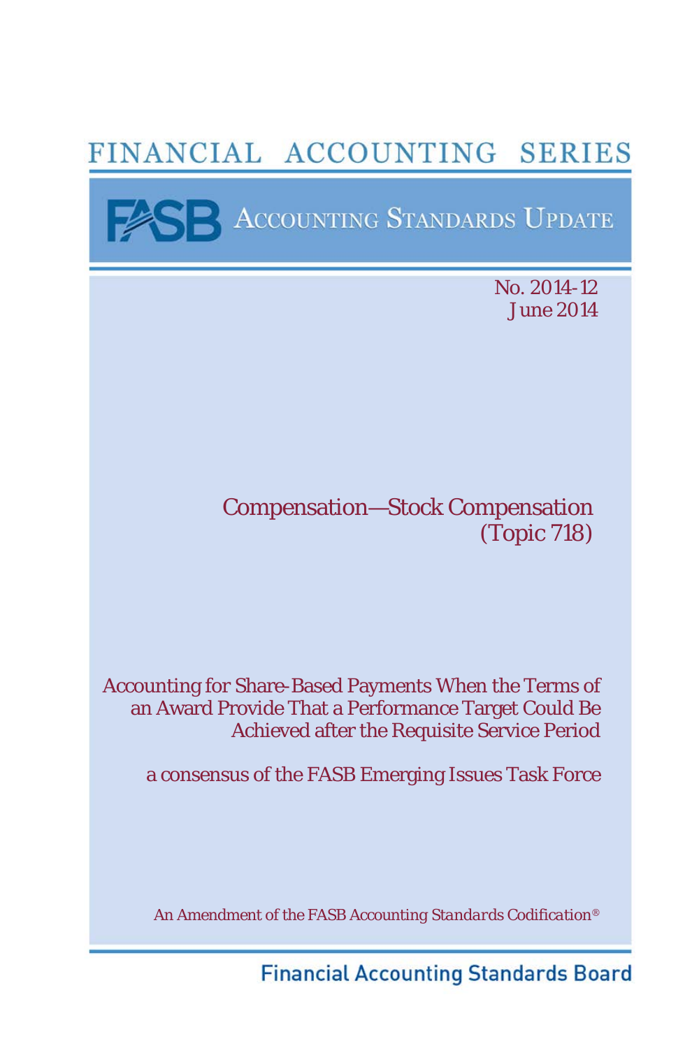# FINANCIAL ACCOUNTING SERIES

## FASB ACCOUNTING STANDARDS UPDATE

No. 2014-12
June 2014

# Compensation—Stock Compensation (Topic 718)

## Accounting for Share-Based Payments When the Terms of an Award Provide That a Performance Target Could Be Achieved after the Requisite Service Period

a consensus of the FASB Emerging Issues Task Force

*An Amendment of the FASB Accounting Standards Codification®*

**Financial Accounting Standards Board**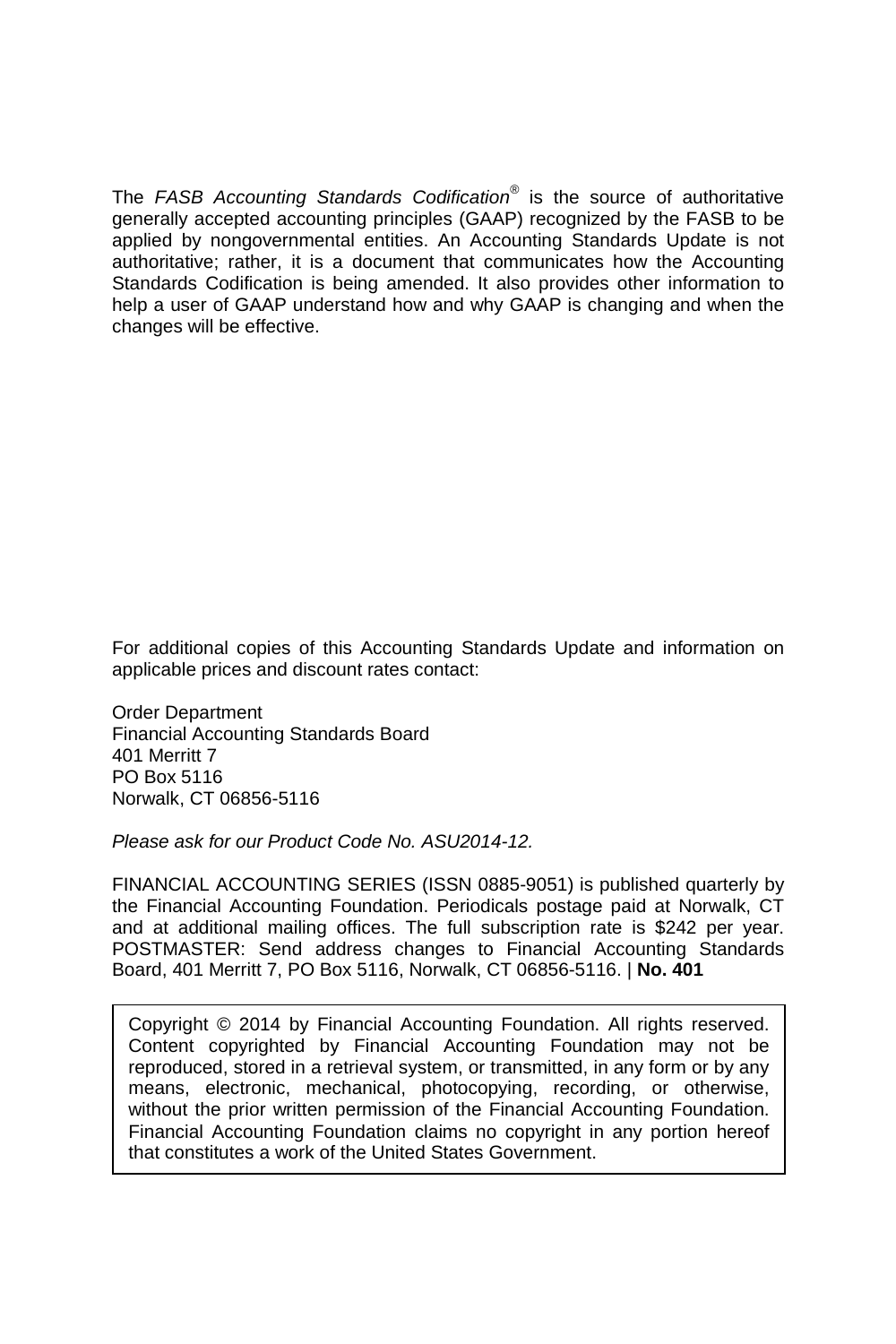The *FASB Accounting Standards Codification*® is the source of authoritative generally accepted accounting principles (GAAP) recognized by the FASB to be applied by nongovernmental entities. An Accounting Standards Update is not authoritative; rather, it is a document that communicates how the Accounting Standards Codification is being amended. It also provides other information to help a user of GAAP understand how and why GAAP is changing and when the changes will be effective.

For additional copies of this Accounting Standards Update and information on applicable prices and discount rates contact:

Order Department
Financial Accounting Standards Board
401 Merritt 7
PO Box 5116
Norwalk, CT 06856-5116

*Please ask for our Product Code No. ASU2014-12.*

FINANCIAL ACCOUNTING SERIES (ISSN 0885-9051) is published quarterly by the Financial Accounting Foundation. Periodicals postage paid at Norwalk, CT and at additional mailing offices. The full subscription rate is $242 per year. POSTMASTER: Send address changes to Financial Accounting Standards Board, 401 Merritt 7, PO Box 5116, Norwalk, CT 06856-5116. | **No. 401**

Copyright © 2014 by Financial Accounting Foundation. All rights reserved. Content copyrighted by Financial Accounting Foundation may not be reproduced, stored in a retrieval system, or transmitted, in any form or by any means, electronic, mechanical, photocopying, recording, or otherwise, without the prior written permission of the Financial Accounting Foundation. Financial Accounting Foundation claims no copyright in any portion hereof that constitutes a work of the United States Government.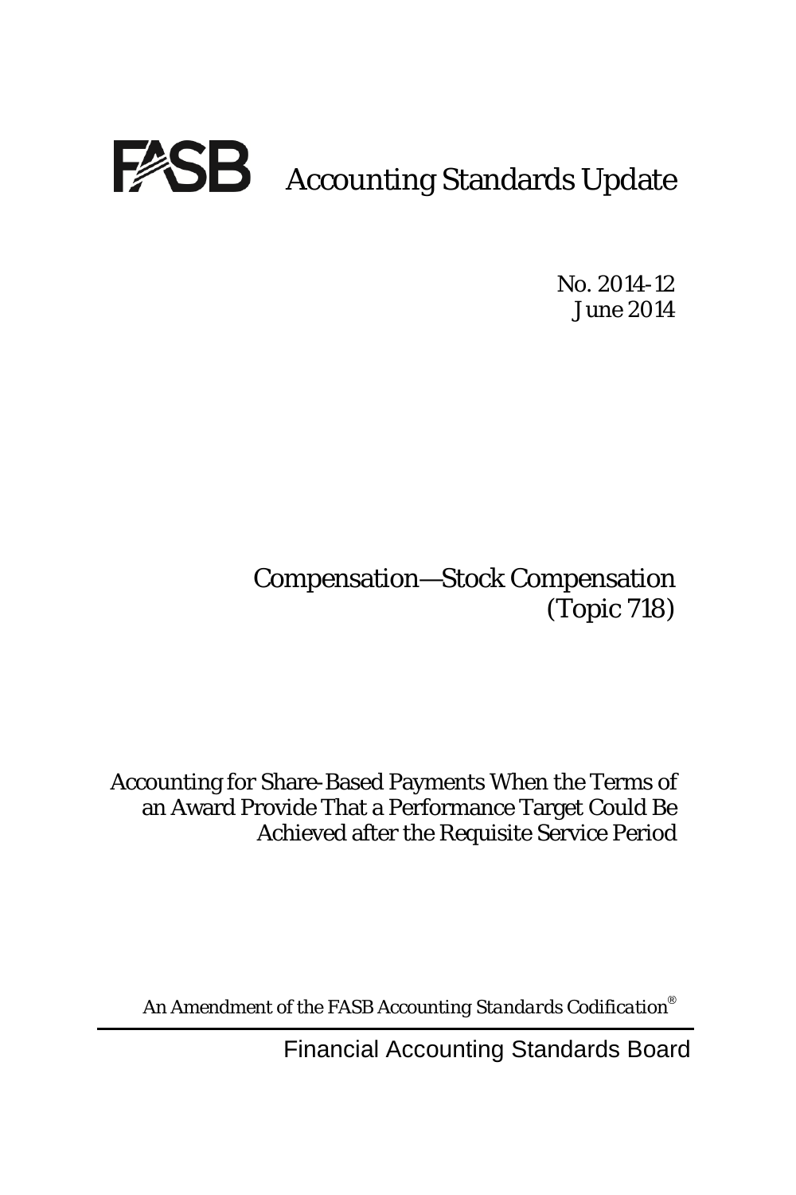# FASB Accounting Standards Update

No. 2014-12
June 2014

## Compensation—Stock Compensation (Topic 718)

Accounting for Share-Based Payments When the Terms of an Award Provide That a Performance Target Could Be Achieved after the Requisite Service Period

*An Amendment of the FASB Accounting Standards Codification®*

Financial Accounting Standards Board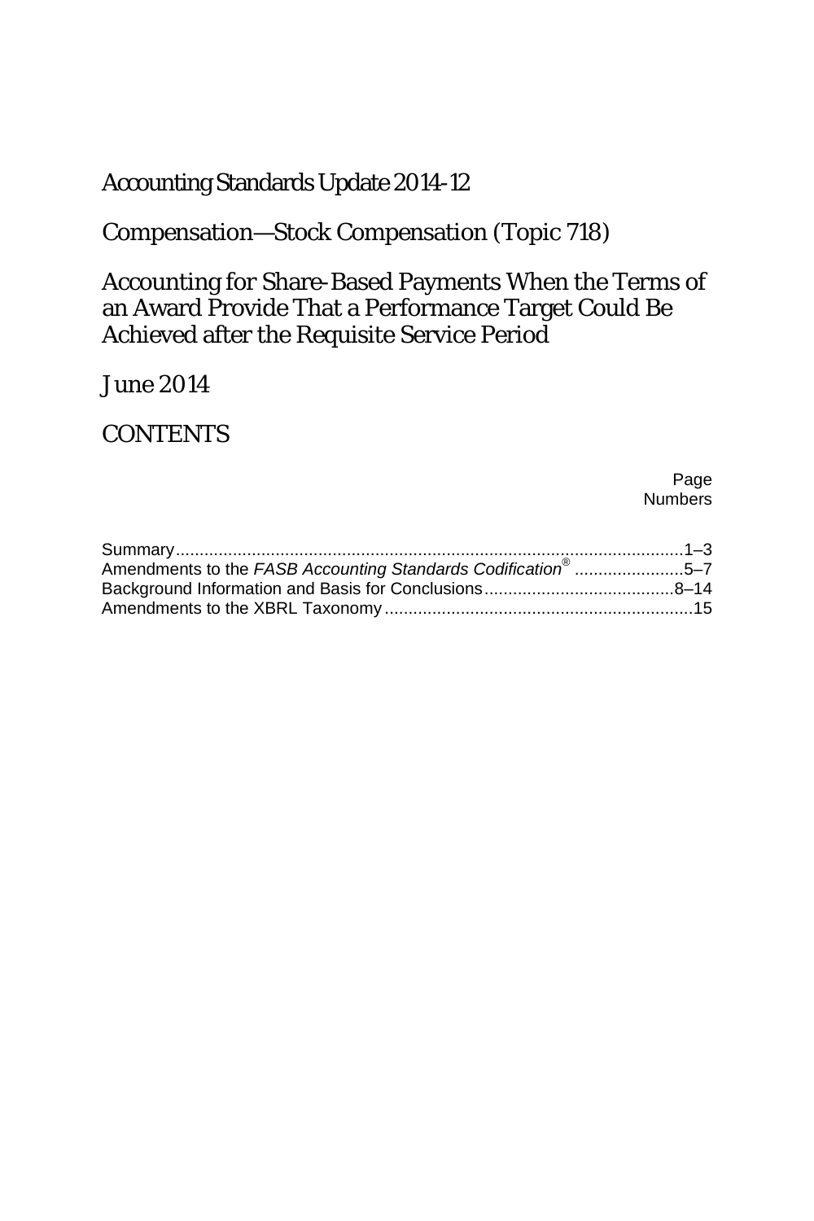# Accounting Standards Update 2014-12

## Compensation—Stock Compensation (Topic 718)

## Accounting for Share-Based Payments When the Terms of an Award Provide That a Performance Target Could Be Achieved after the Requisite Service Period

June 2014

## CONTENTS

| | Page Numbers |
|---|---|
| Summary | 1–3 |
| Amendments to the *FASB Accounting Standards Codification®* | 5–7 |
| Background Information and Basis for Conclusions | 8–14 |
| Amendments to the XBRL Taxonomy | 15 |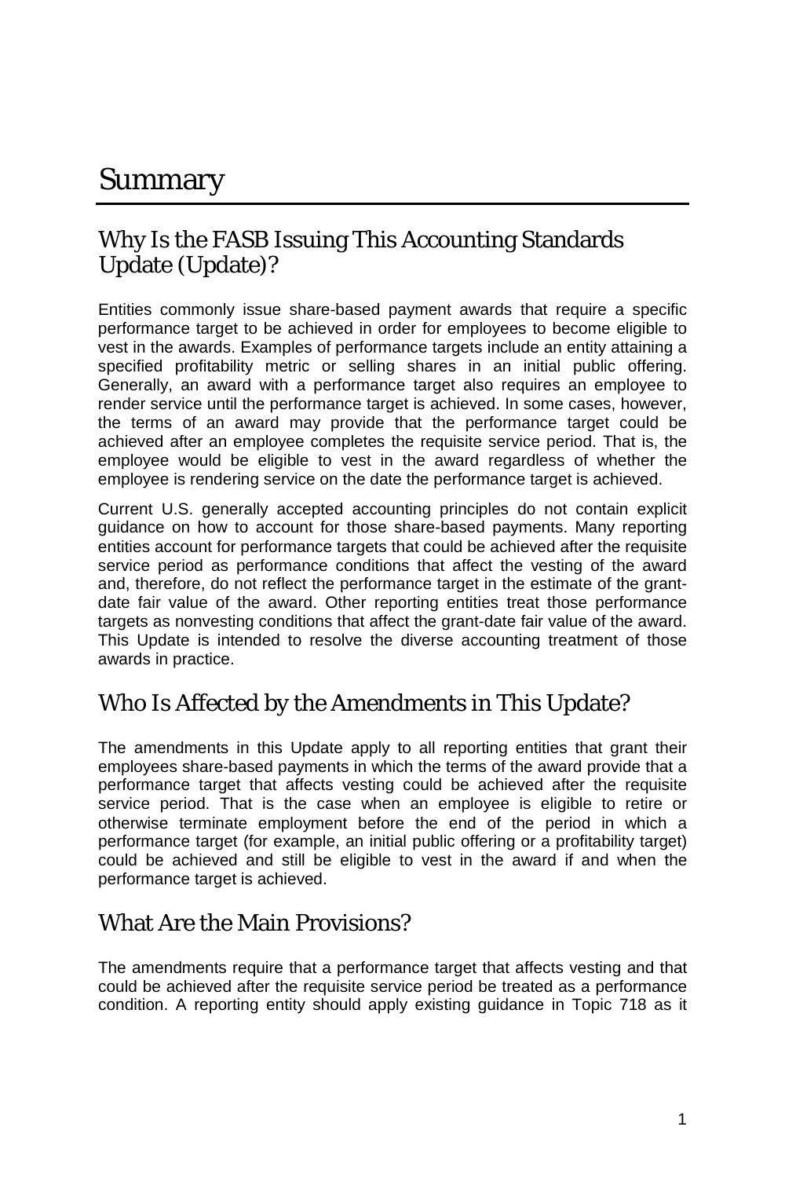# Summary

## Why Is the FASB Issuing This Accounting Standards Update (Update)?

Entities commonly issue share-based payment awards that require a specific performance target to be achieved in order for employees to become eligible to vest in the awards. Examples of performance targets include an entity attaining a specified profitability metric or selling shares in an initial public offering. Generally, an award with a performance target also requires an employee to render service until the performance target is achieved. In some cases, however, the terms of an award may provide that the performance target could be achieved after an employee completes the requisite service period. That is, the employee would be eligible to vest in the award regardless of whether the employee is rendering service on the date the performance target is achieved.

Current U.S. generally accepted accounting principles do not contain explicit guidance on how to account for those share-based payments. Many reporting entities account for performance targets that could be achieved after the requisite service period as performance conditions that affect the vesting of the award and, therefore, do not reflect the performance target in the estimate of the grant-date fair value of the award. Other reporting entities treat those performance targets as nonvesting conditions that affect the grant-date fair value of the award. This Update is intended to resolve the diverse accounting treatment of those awards in practice.

## Who Is Affected by the Amendments in This Update?

The amendments in this Update apply to all reporting entities that grant their employees share-based payments in which the terms of the award provide that a performance target that affects vesting could be achieved after the requisite service period. That is the case when an employee is eligible to retire or otherwise terminate employment before the end of the period in which a performance target (for example, an initial public offering or a profitability target) could be achieved and still be eligible to vest in the award if and when the performance target is achieved.

## What Are the Main Provisions?

The amendments require that a performance target that affects vesting and that could be achieved after the requisite service period be treated as a performance condition. A reporting entity should apply existing guidance in Topic 718 as it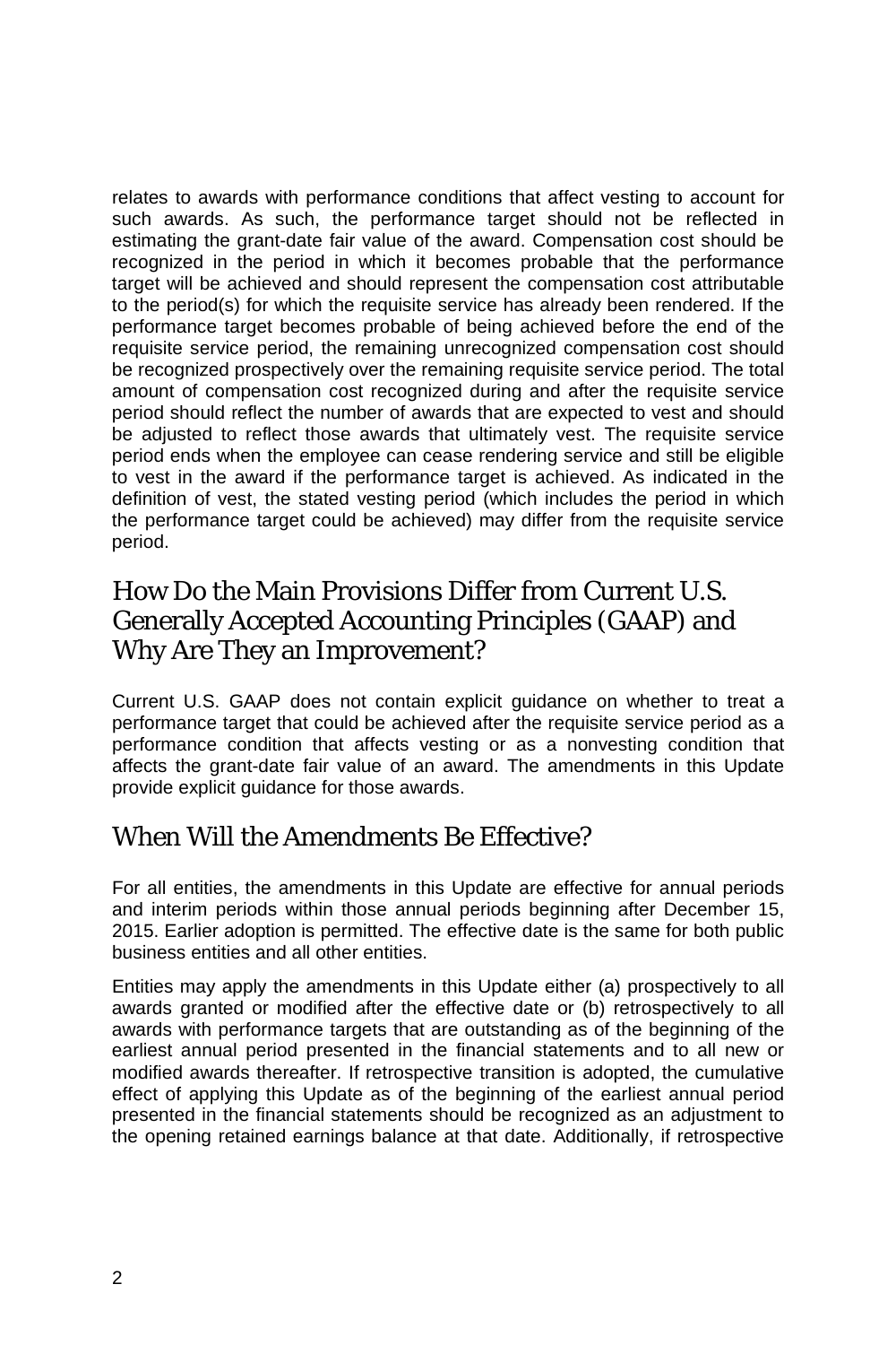relates to awards with performance conditions that affect vesting to account for such awards. As such, the performance target should not be reflected in estimating the grant-date fair value of the award. Compensation cost should be recognized in the period in which it becomes probable that the performance target will be achieved and should represent the compensation cost attributable to the period(s) for which the requisite service has already been rendered. If the performance target becomes probable of being achieved before the end of the requisite service period, the remaining unrecognized compensation cost should be recognized prospectively over the remaining requisite service period. The total amount of compensation cost recognized during and after the requisite service period should reflect the number of awards that are expected to vest and should be adjusted to reflect those awards that ultimately vest. The requisite service period ends when the employee can cease rendering service and still be eligible to vest in the award if the performance target is achieved. As indicated in the definition of vest, the stated vesting period (which includes the period in which the performance target could be achieved) may differ from the requisite service period.

## How Do the Main Provisions Differ from Current U.S. Generally Accepted Accounting Principles (GAAP) and Why Are They an Improvement?

Current U.S. GAAP does not contain explicit guidance on whether to treat a performance target that could be achieved after the requisite service period as a performance condition that affects vesting or as a nonvesting condition that affects the grant-date fair value of an award. The amendments in this Update provide explicit guidance for those awards.

## When Will the Amendments Be Effective?

For all entities, the amendments in this Update are effective for annual periods and interim periods within those annual periods beginning after December 15, 2015. Earlier adoption is permitted. The effective date is the same for both public business entities and all other entities.

Entities may apply the amendments in this Update either (a) prospectively to all awards granted or modified after the effective date or (b) retrospectively to all awards with performance targets that are outstanding as of the beginning of the earliest annual period presented in the financial statements and to all new or modified awards thereafter. If retrospective transition is adopted, the cumulative effect of applying this Update as of the beginning of the earliest annual period presented in the financial statements should be recognized as an adjustment to the opening retained earnings balance at that date. Additionally, if retrospective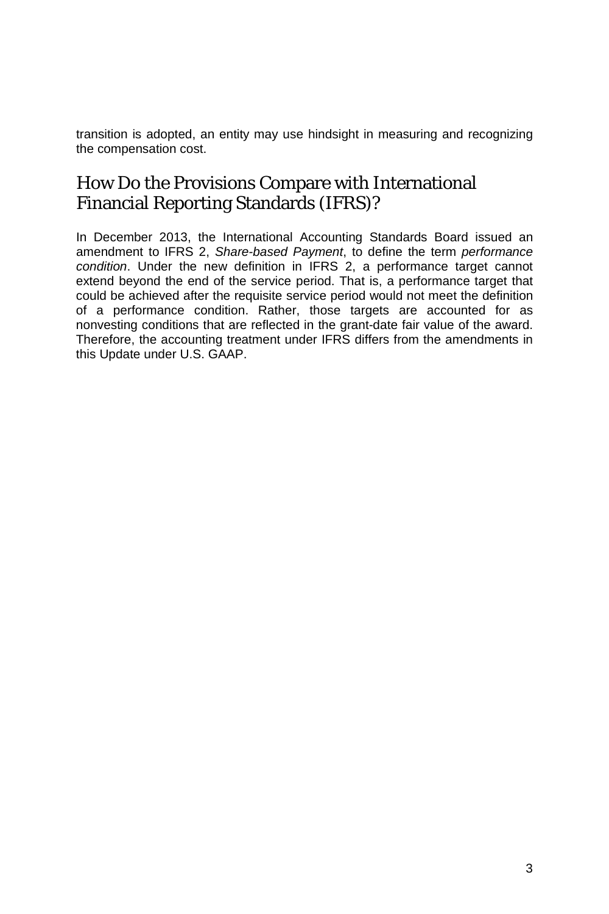transition is adopted, an entity may use hindsight in measuring and recognizing the compensation cost.

## How Do the Provisions Compare with International Financial Reporting Standards (IFRS)?

In December 2013, the International Accounting Standards Board issued an amendment to IFRS 2, *Share-based Payment*, to define the term *performance condition*. Under the new definition in IFRS 2, a performance target cannot extend beyond the end of the service period. That is, a performance target that could be achieved after the requisite service period would not meet the definition of a performance condition. Rather, those targets are accounted for as nonvesting conditions that are reflected in the grant-date fair value of the award. Therefore, the accounting treatment under IFRS differs from the amendments in this Update under U.S. GAAP.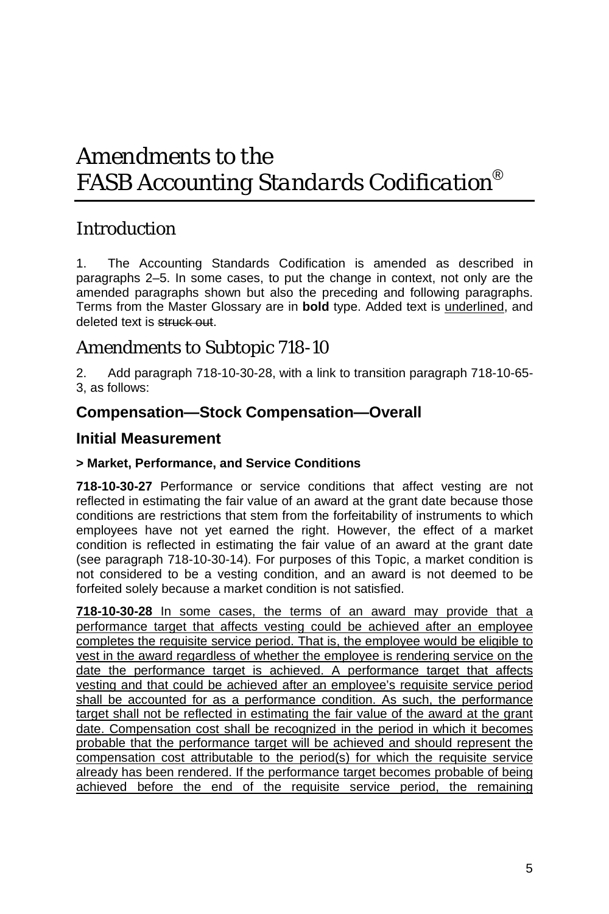# Amendments to the *FASB Accounting Standards Codification*®

## Introduction

1. The Accounting Standards Codification is amended as described in paragraphs 2–5. In some cases, to put the change in context, not only are the amended paragraphs shown but also the preceding and following paragraphs. Terms from the Master Glossary are in **bold** type. Added text is <u>underlined</u>, and deleted text is ~~struck out~~.

## Amendments to Subtopic 718-10

2. Add paragraph 718-10-30-28, with a link to transition paragraph 718-10-65-3, as follows:

### Compensation—Stock Compensation—Overall

### Initial Measurement

#### > Market, Performance, and Service Conditions

**718-10-30-27** Performance or service conditions that affect vesting are not reflected in estimating the fair value of an award at the grant date because those conditions are restrictions that stem from the forfeitability of instruments to which employees have not yet earned the right. However, the effect of a market condition is reflected in estimating the fair value of an award at the grant date (see paragraph 718-10-30-14). For purposes of this Topic, a market condition is not considered to be a vesting condition, and an award is not deemed to be forfeited solely because a market condition is not satisfied.

<u>**718-10-30-28** In some cases, the terms of an award may provide that a performance target that affects vesting could be achieved after an employee completes the requisite service period. That is, the employee would be eligible to vest in the award regardless of whether the employee is rendering service on the date the performance target is achieved. A performance target that affects vesting and that could be achieved after an employee's requisite service period shall be accounted for as a performance condition. As such, the performance target shall not be reflected in estimating the fair value of the award at the grant date. Compensation cost shall be recognized in the period in which it becomes probable that the performance target will be achieved and should represent the compensation cost attributable to the period(s) for which the requisite service already has been rendered. If the performance target becomes probable of being achieved before the end of the requisite service period, the remaining</u>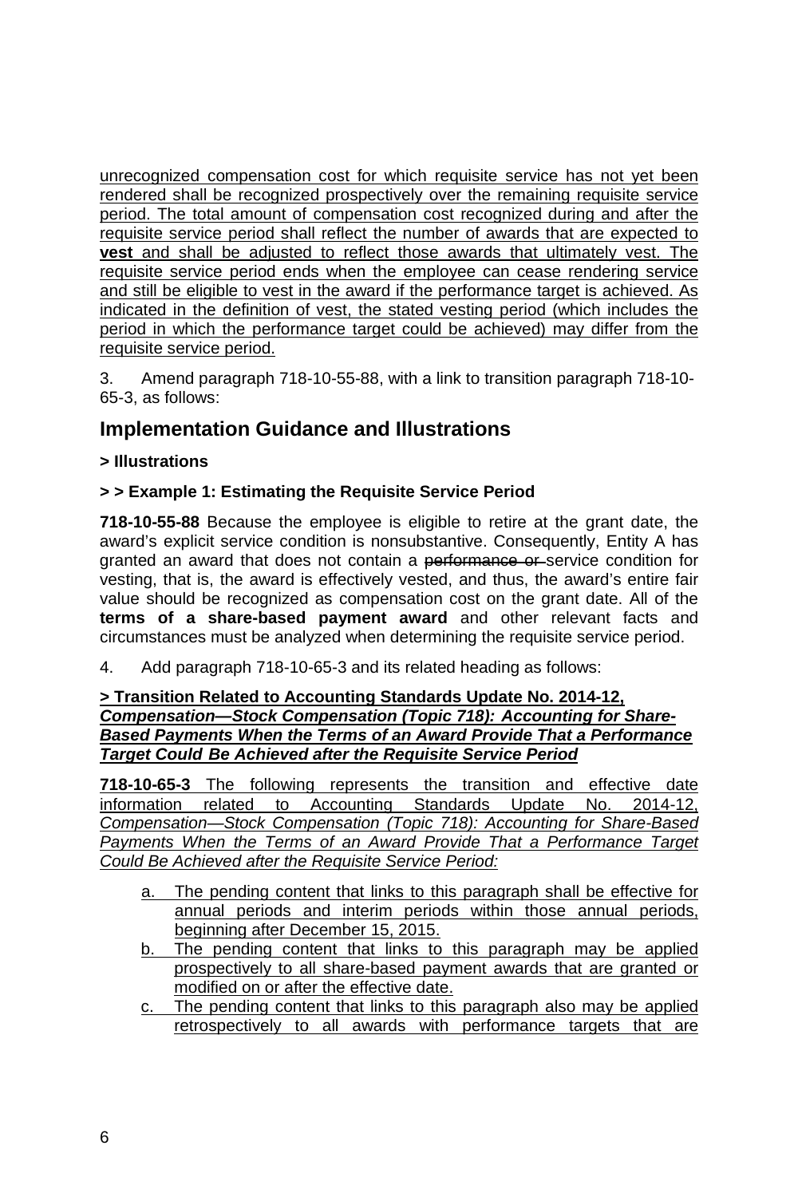unrecognized compensation cost for which requisite service has not yet been rendered shall be recognized prospectively over the remaining requisite service period. The total amount of compensation cost recognized during and after the requisite service period shall reflect the number of awards that are expected to **vest** and shall be adjusted to reflect those awards that ultimately vest. The requisite service period ends when the employee can cease rendering service and still be eligible to vest in the award if the performance target is achieved. As indicated in the definition of vest, the stated vesting period (which includes the period in which the performance target could be achieved) may differ from the requisite service period.

3. Amend paragraph 718-10-55-88, with a link to transition paragraph 718-10-65-3, as follows:

## Implementation Guidance and Illustrations

**> Illustrations**

**> > Example 1: Estimating the Requisite Service Period**

**718-10-55-88** Because the employee is eligible to retire at the grant date, the award's explicit service condition is nonsubstantive. Consequently, Entity A has granted an award that does not contain a ~~performance or~~ service condition for vesting, that is, the award is effectively vested, and thus, the award's entire fair value should be recognized as compensation cost on the grant date. All of the **terms of a share-based payment award** and other relevant facts and circumstances must be analyzed when determining the requisite service period.

4. Add paragraph 718-10-65-3 and its related heading as follows:

**> Transition Related to Accounting Standards Update No. 2014-12, *Compensation—Stock Compensation (Topic 718): Accounting for Share-Based Payments When the Terms of an Award Provide That a Performance Target Could Be Achieved after the Requisite Service Period***

**718-10-65-3** The following represents the transition and effective date information related to Accounting Standards Update No. 2014-12, *Compensation—Stock Compensation (Topic 718): Accounting for Share-Based Payments When the Terms of an Award Provide That a Performance Target Could Be Achieved after the Requisite Service Period:*

a. The pending content that links to this paragraph shall be effective for annual periods and interim periods within those annual periods, beginning after December 15, 2015.
b. The pending content that links to this paragraph may be applied prospectively to all share-based payment awards that are granted or modified on or after the effective date.
c. The pending content that links to this paragraph also may be applied retrospectively to all awards with performance targets that are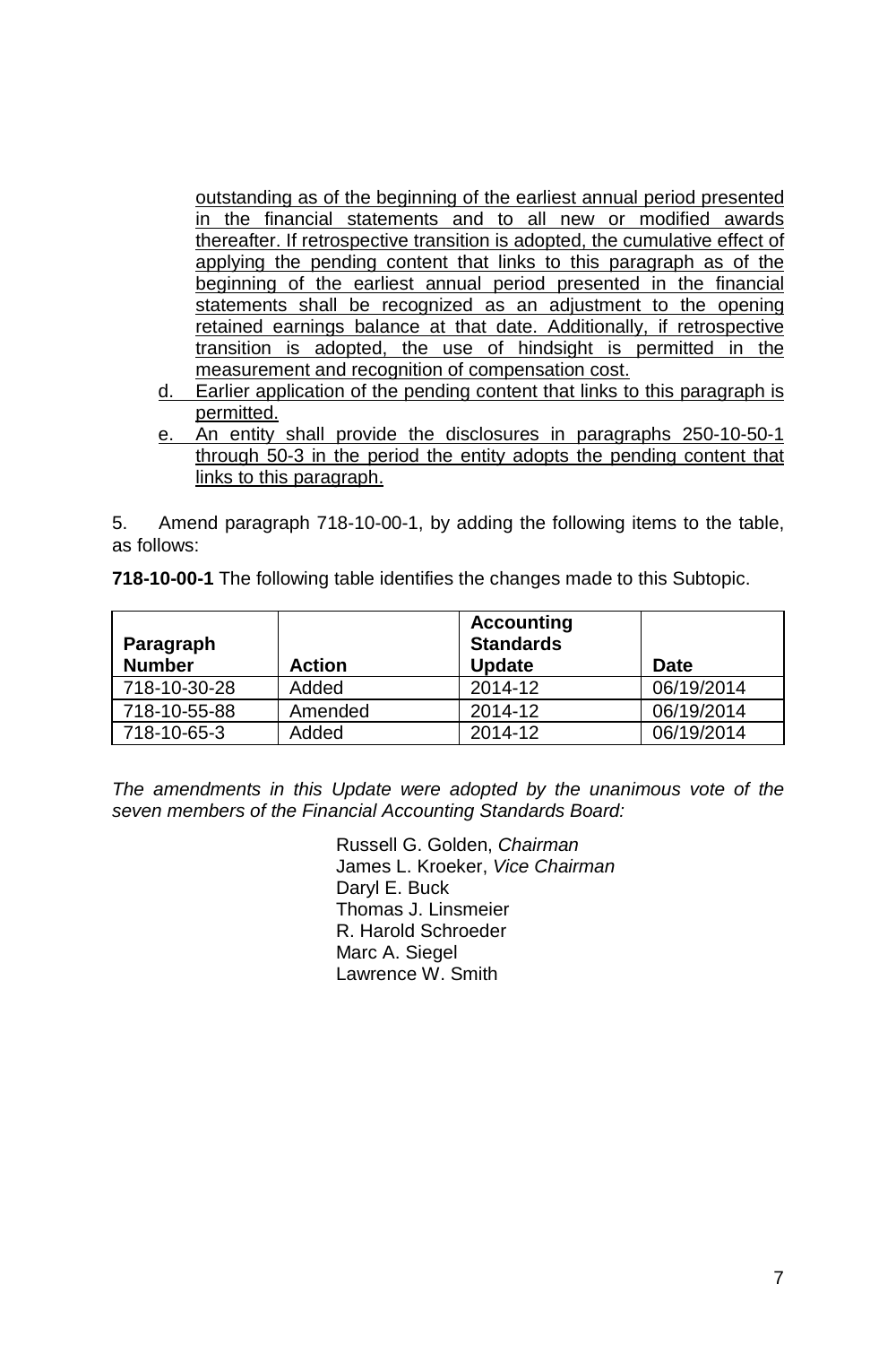outstanding as of the beginning of the earliest annual period presented in the financial statements and to all new or modified awards thereafter. If retrospective transition is adopted, the cumulative effect of applying the pending content that links to this paragraph as of the beginning of the earliest annual period presented in the financial statements shall be recognized as an adjustment to the opening retained earnings balance at that date. Additionally, if retrospective transition is adopted, the use of hindsight is permitted in the measurement and recognition of compensation cost.

d. Earlier application of the pending content that links to this paragraph is permitted.

e. An entity shall provide the disclosures in paragraphs 250-10-50-1 through 50-3 in the period the entity adopts the pending content that links to this paragraph.

5. Amend paragraph 718-10-00-1, by adding the following items to the table, as follows:

**718-10-00-1** The following table identifies the changes made to this Subtopic.

| Paragraph Number | Action | Accounting Standards Update | Date |
|---|---|---|---|
| 718-10-30-28 | Added | 2014-12 | 06/19/2014 |
| 718-10-55-88 | Amended | 2014-12 | 06/19/2014 |
| 718-10-65-3 | Added | 2014-12 | 06/19/2014 |

*The amendments in this Update were adopted by the unanimous vote of the seven members of the Financial Accounting Standards Board:*

Russell G. Golden, *Chairman*
James L. Kroeker, *Vice Chairman*
Daryl E. Buck
Thomas J. Linsmeier
R. Harold Schroeder
Marc A. Siegel
Lawrence W. Smith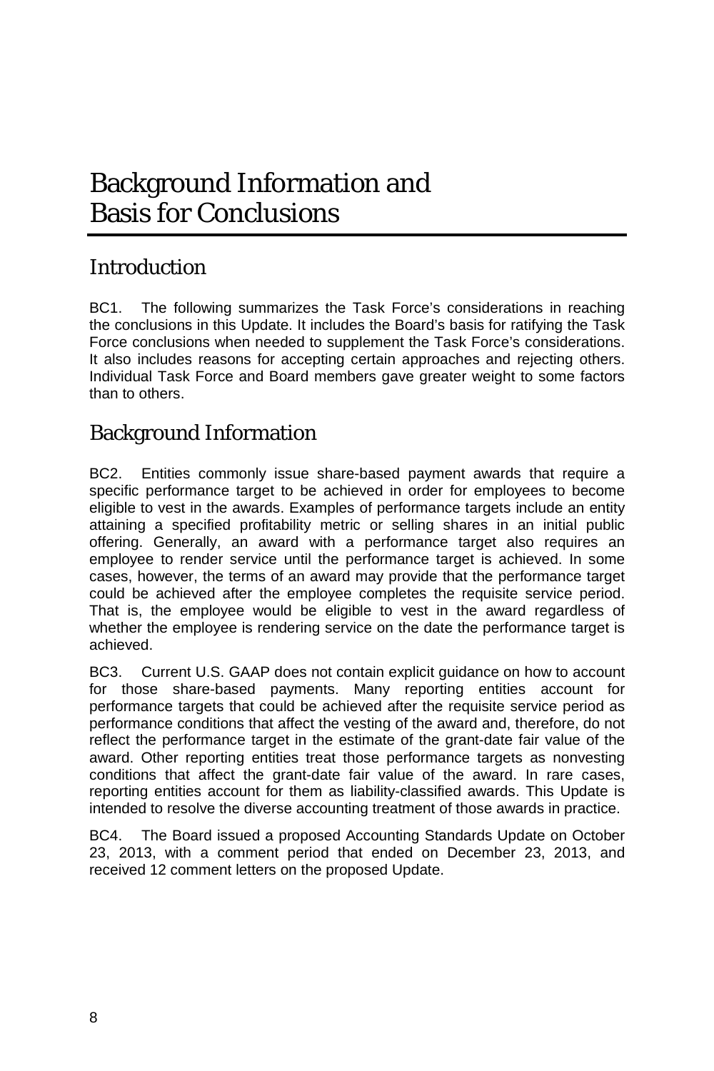# Background Information and Basis for Conclusions

## Introduction

BC1. The following summarizes the Task Force's considerations in reaching the conclusions in this Update. It includes the Board's basis for ratifying the Task Force conclusions when needed to supplement the Task Force's considerations. It also includes reasons for accepting certain approaches and rejecting others. Individual Task Force and Board members gave greater weight to some factors than to others.

## Background Information

BC2. Entities commonly issue share-based payment awards that require a specific performance target to be achieved in order for employees to become eligible to vest in the awards. Examples of performance targets include an entity attaining a specified profitability metric or selling shares in an initial public offering. Generally, an award with a performance target also requires an employee to render service until the performance target is achieved. In some cases, however, the terms of an award may provide that the performance target could be achieved after the employee completes the requisite service period. That is, the employee would be eligible to vest in the award regardless of whether the employee is rendering service on the date the performance target is achieved.

BC3. Current U.S. GAAP does not contain explicit guidance on how to account for those share-based payments. Many reporting entities account for performance targets that could be achieved after the requisite service period as performance conditions that affect the vesting of the award and, therefore, do not reflect the performance target in the estimate of the grant-date fair value of the award. Other reporting entities treat those performance targets as nonvesting conditions that affect the grant-date fair value of the award. In rare cases, reporting entities account for them as liability-classified awards. This Update is intended to resolve the diverse accounting treatment of those awards in practice.

BC4. The Board issued a proposed Accounting Standards Update on October 23, 2013, with a comment period that ended on December 23, 2013, and received 12 comment letters on the proposed Update.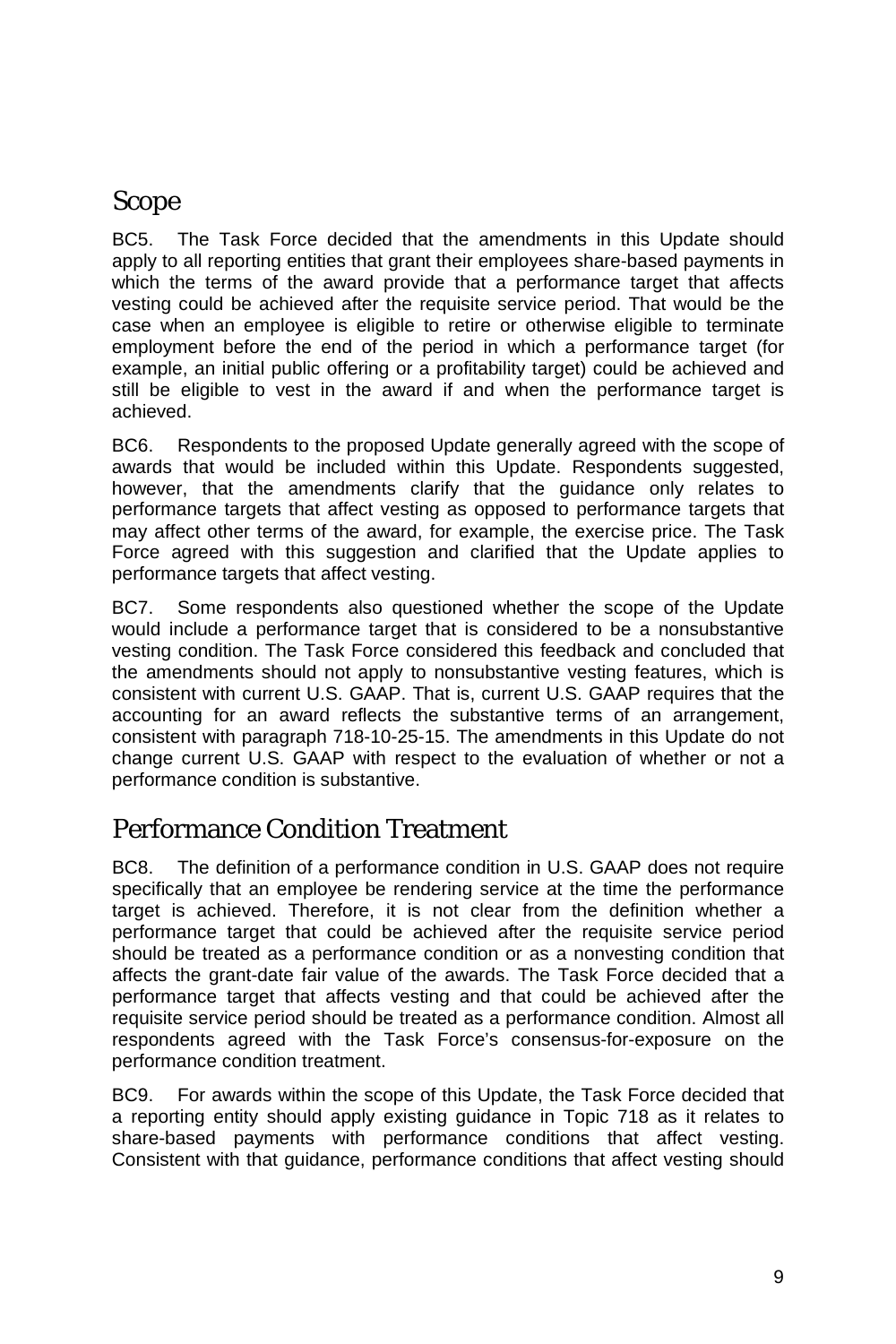## Scope

BC5. The Task Force decided that the amendments in this Update should apply to all reporting entities that grant their employees share-based payments in which the terms of the award provide that a performance target that affects vesting could be achieved after the requisite service period. That would be the case when an employee is eligible to retire or otherwise eligible to terminate employment before the end of the period in which a performance target (for example, an initial public offering or a profitability target) could be achieved and still be eligible to vest in the award if and when the performance target is achieved.

BC6. Respondents to the proposed Update generally agreed with the scope of awards that would be included within this Update. Respondents suggested, however, that the amendments clarify that the guidance only relates to performance targets that affect vesting as opposed to performance targets that may affect other terms of the award, for example, the exercise price. The Task Force agreed with this suggestion and clarified that the Update applies to performance targets that affect vesting.

BC7. Some respondents also questioned whether the scope of the Update would include a performance target that is considered to be a nonsubstantive vesting condition. The Task Force considered this feedback and concluded that the amendments should not apply to nonsubstantive vesting features, which is consistent with current U.S. GAAP. That is, current U.S. GAAP requires that the accounting for an award reflects the substantive terms of an arrangement, consistent with paragraph 718-10-25-15. The amendments in this Update do not change current U.S. GAAP with respect to the evaluation of whether or not a performance condition is substantive.

## Performance Condition Treatment

BC8. The definition of a performance condition in U.S. GAAP does not require specifically that an employee be rendering service at the time the performance target is achieved. Therefore, it is not clear from the definition whether a performance target that could be achieved after the requisite service period should be treated as a performance condition or as a nonvesting condition that affects the grant-date fair value of the awards. The Task Force decided that a performance target that affects vesting and that could be achieved after the requisite service period should be treated as a performance condition. Almost all respondents agreed with the Task Force's consensus-for-exposure on the performance condition treatment.

BC9. For awards within the scope of this Update, the Task Force decided that a reporting entity should apply existing guidance in Topic 718 as it relates to share-based payments with performance conditions that affect vesting. Consistent with that guidance, performance conditions that affect vesting should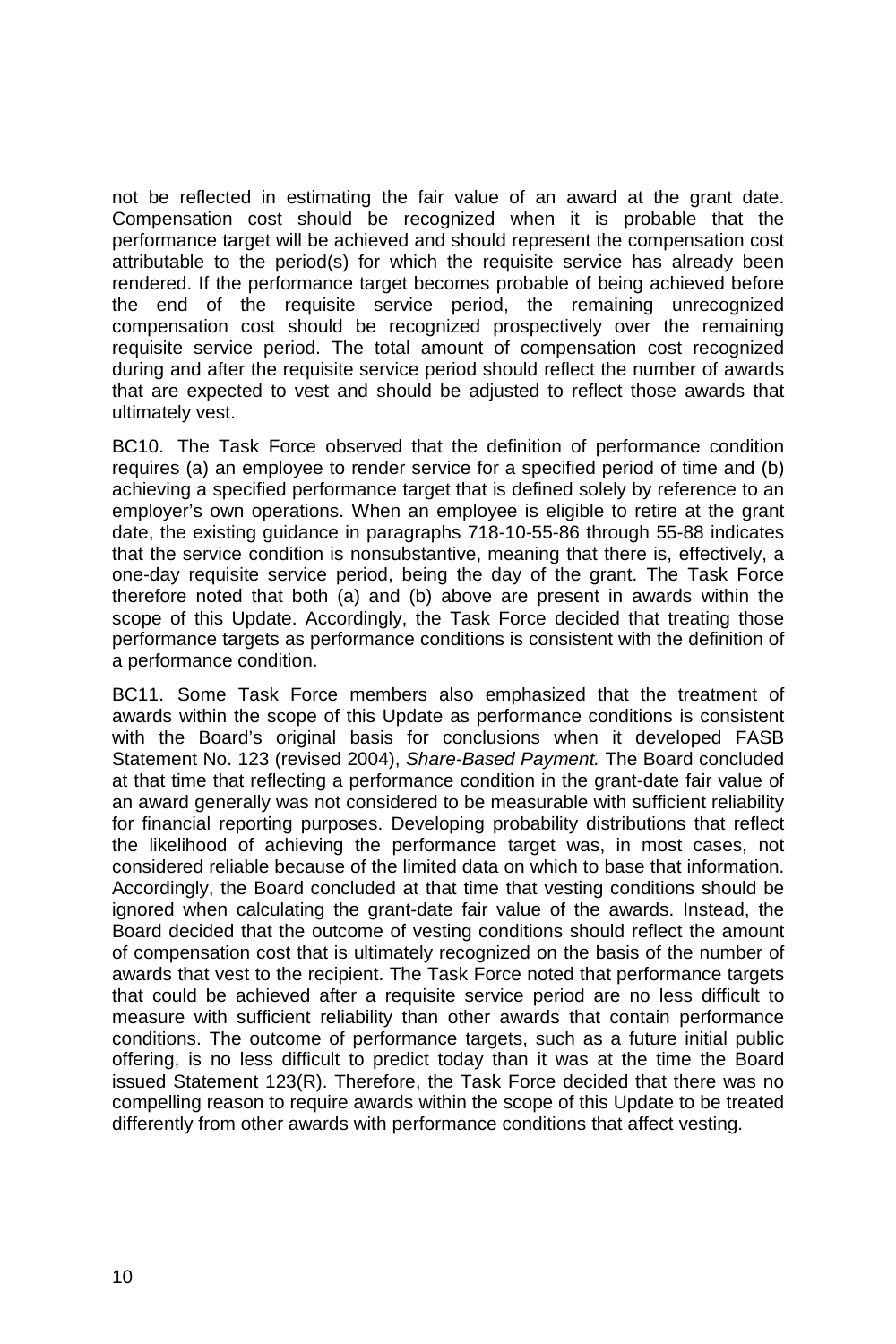not be reflected in estimating the fair value of an award at the grant date. Compensation cost should be recognized when it is probable that the performance target will be achieved and should represent the compensation cost attributable to the period(s) for which the requisite service has already been rendered. If the performance target becomes probable of being achieved before the end of the requisite service period, the remaining unrecognized compensation cost should be recognized prospectively over the remaining requisite service period. The total amount of compensation cost recognized during and after the requisite service period should reflect the number of awards that are expected to vest and should be adjusted to reflect those awards that ultimately vest.

BC10. The Task Force observed that the definition of performance condition requires (a) an employee to render service for a specified period of time and (b) achieving a specified performance target that is defined solely by reference to an employer's own operations. When an employee is eligible to retire at the grant date, the existing guidance in paragraphs 718-10-55-86 through 55-88 indicates that the service condition is nonsubstantive, meaning that there is, effectively, a one-day requisite service period, being the day of the grant. The Task Force therefore noted that both (a) and (b) above are present in awards within the scope of this Update. Accordingly, the Task Force decided that treating those performance targets as performance conditions is consistent with the definition of a performance condition.

BC11. Some Task Force members also emphasized that the treatment of awards within the scope of this Update as performance conditions is consistent with the Board's original basis for conclusions when it developed FASB Statement No. 123 (revised 2004), *Share-Based Payment.* The Board concluded at that time that reflecting a performance condition in the grant-date fair value of an award generally was not considered to be measurable with sufficient reliability for financial reporting purposes. Developing probability distributions that reflect the likelihood of achieving the performance target was, in most cases, not considered reliable because of the limited data on which to base that information. Accordingly, the Board concluded at that time that vesting conditions should be ignored when calculating the grant-date fair value of the awards. Instead, the Board decided that the outcome of vesting conditions should reflect the amount of compensation cost that is ultimately recognized on the basis of the number of awards that vest to the recipient. The Task Force noted that performance targets that could be achieved after a requisite service period are no less difficult to measure with sufficient reliability than other awards that contain performance conditions. The outcome of performance targets, such as a future initial public offering, is no less difficult to predict today than it was at the time the Board issued Statement 123(R). Therefore, the Task Force decided that there was no compelling reason to require awards within the scope of this Update to be treated differently from other awards with performance conditions that affect vesting.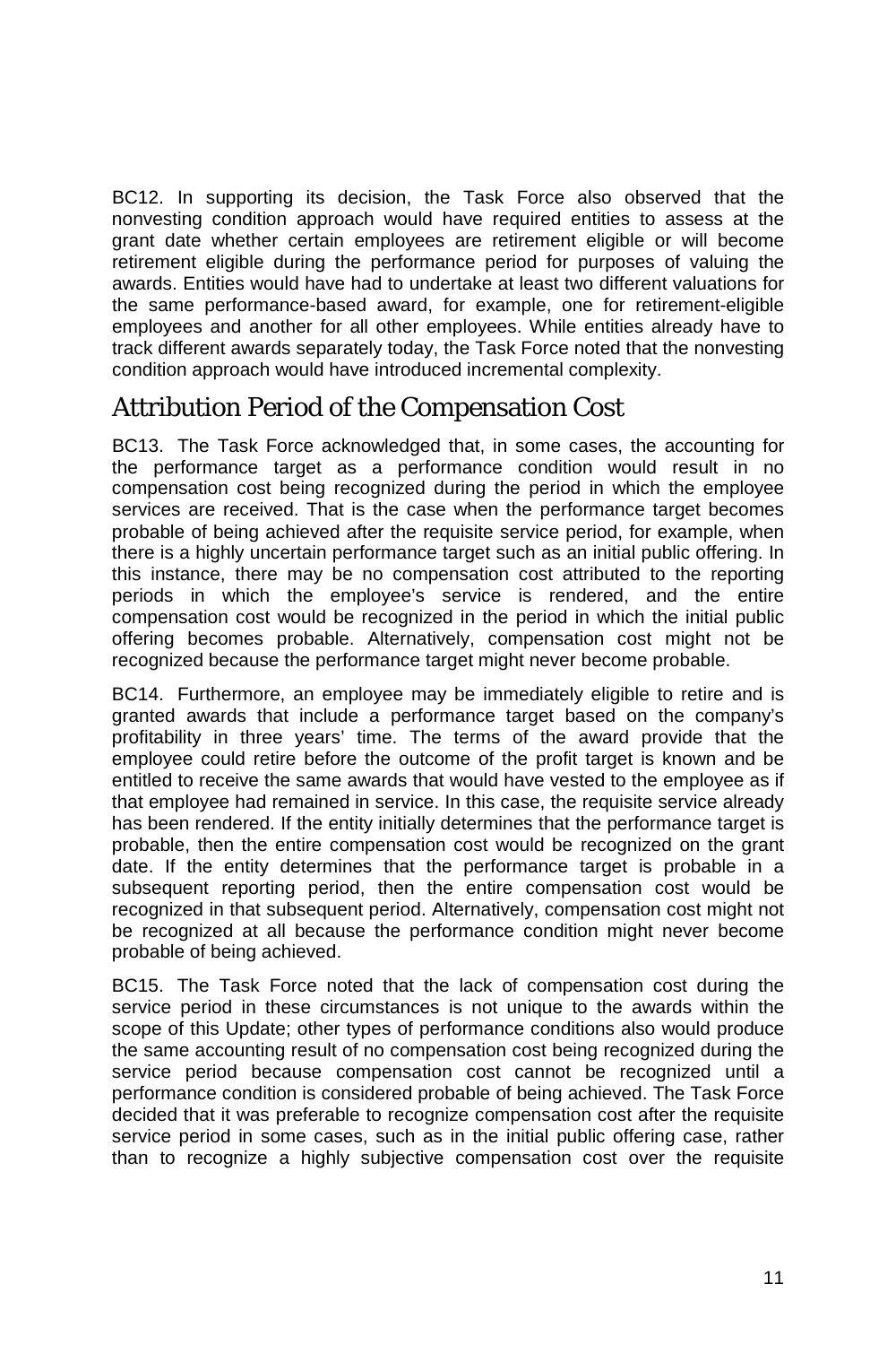BC12. In supporting its decision, the Task Force also observed that the nonvesting condition approach would have required entities to assess at the grant date whether certain employees are retirement eligible or will become retirement eligible during the performance period for purposes of valuing the awards. Entities would have had to undertake at least two different valuations for the same performance-based award, for example, one for retirement-eligible employees and another for all other employees. While entities already have to track different awards separately today, the Task Force noted that the nonvesting condition approach would have introduced incremental complexity.

## Attribution Period of the Compensation Cost

BC13. The Task Force acknowledged that, in some cases, the accounting for the performance target as a performance condition would result in no compensation cost being recognized during the period in which the employee services are received. That is the case when the performance target becomes probable of being achieved after the requisite service period, for example, when there is a highly uncertain performance target such as an initial public offering. In this instance, there may be no compensation cost attributed to the reporting periods in which the employee's service is rendered, and the entire compensation cost would be recognized in the period in which the initial public offering becomes probable. Alternatively, compensation cost might not be recognized because the performance target might never become probable.

BC14. Furthermore, an employee may be immediately eligible to retire and is granted awards that include a performance target based on the company's profitability in three years' time. The terms of the award provide that the employee could retire before the outcome of the profit target is known and be entitled to receive the same awards that would have vested to the employee as if that employee had remained in service. In this case, the requisite service already has been rendered. If the entity initially determines that the performance target is probable, then the entire compensation cost would be recognized on the grant date. If the entity determines that the performance target is probable in a subsequent reporting period, then the entire compensation cost would be recognized in that subsequent period. Alternatively, compensation cost might not be recognized at all because the performance condition might never become probable of being achieved.

BC15. The Task Force noted that the lack of compensation cost during the service period in these circumstances is not unique to the awards within the scope of this Update; other types of performance conditions also would produce the same accounting result of no compensation cost being recognized during the service period because compensation cost cannot be recognized until a performance condition is considered probable of being achieved. The Task Force decided that it was preferable to recognize compensation cost after the requisite service period in some cases, such as in the initial public offering case, rather than to recognize a highly subjective compensation cost over the requisite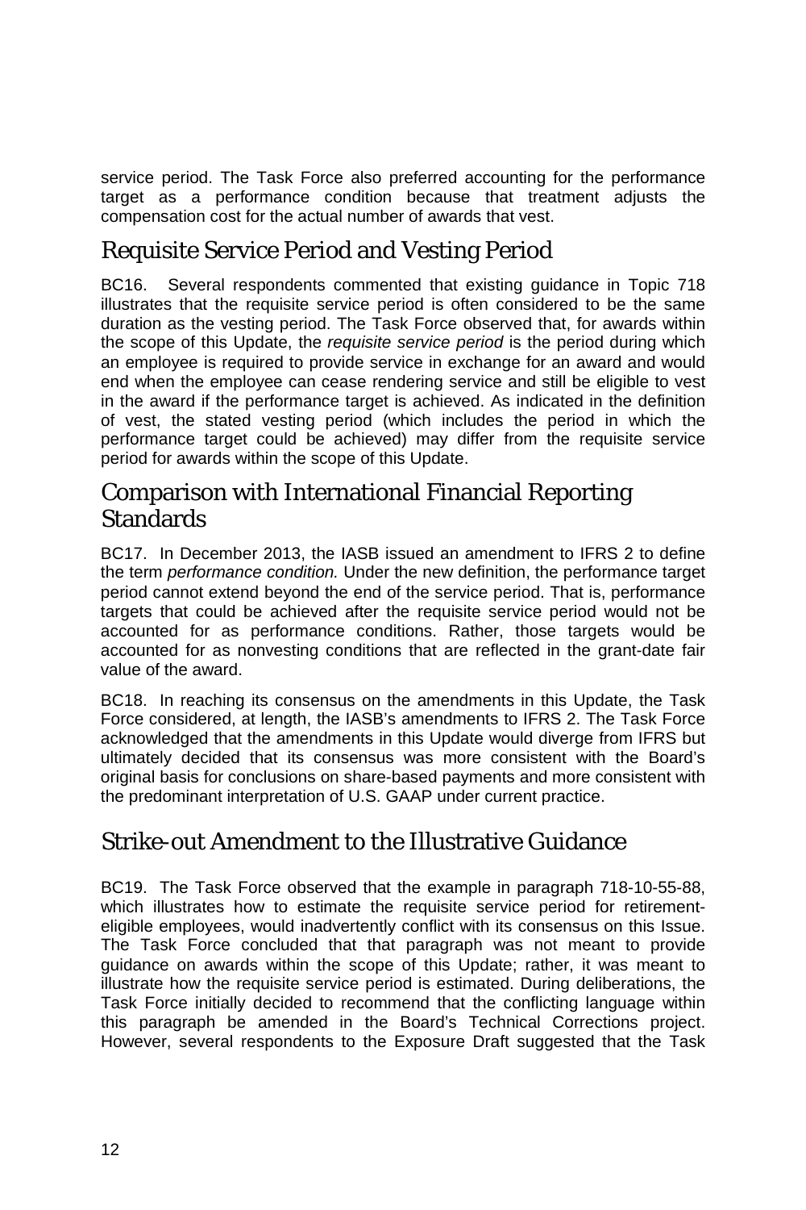service period. The Task Force also preferred accounting for the performance target as a performance condition because that treatment adjusts the compensation cost for the actual number of awards that vest.

## Requisite Service Period and Vesting Period

BC16. Several respondents commented that existing guidance in Topic 718 illustrates that the requisite service period is often considered to be the same duration as the vesting period. The Task Force observed that, for awards within the scope of this Update, the *requisite service period* is the period during which an employee is required to provide service in exchange for an award and would end when the employee can cease rendering service and still be eligible to vest in the award if the performance target is achieved. As indicated in the definition of vest, the stated vesting period (which includes the period in which the performance target could be achieved) may differ from the requisite service period for awards within the scope of this Update.

## Comparison with International Financial Reporting Standards

BC17. In December 2013, the IASB issued an amendment to IFRS 2 to define the term *performance condition.* Under the new definition, the performance target period cannot extend beyond the end of the service period. That is, performance targets that could be achieved after the requisite service period would not be accounted for as performance conditions. Rather, those targets would be accounted for as nonvesting conditions that are reflected in the grant-date fair value of the award.

BC18. In reaching its consensus on the amendments in this Update, the Task Force considered, at length, the IASB's amendments to IFRS 2. The Task Force acknowledged that the amendments in this Update would diverge from IFRS but ultimately decided that its consensus was more consistent with the Board's original basis for conclusions on share-based payments and more consistent with the predominant interpretation of U.S. GAAP under current practice.

## Strike-out Amendment to the Illustrative Guidance

BC19. The Task Force observed that the example in paragraph 718-10-55-88, which illustrates how to estimate the requisite service period for retirement-eligible employees, would inadvertently conflict with its consensus on this Issue. The Task Force concluded that that paragraph was not meant to provide guidance on awards within the scope of this Update; rather, it was meant to illustrate how the requisite service period is estimated. During deliberations, the Task Force initially decided to recommend that the conflicting language within this paragraph be amended in the Board's Technical Corrections project. However, several respondents to the Exposure Draft suggested that the Task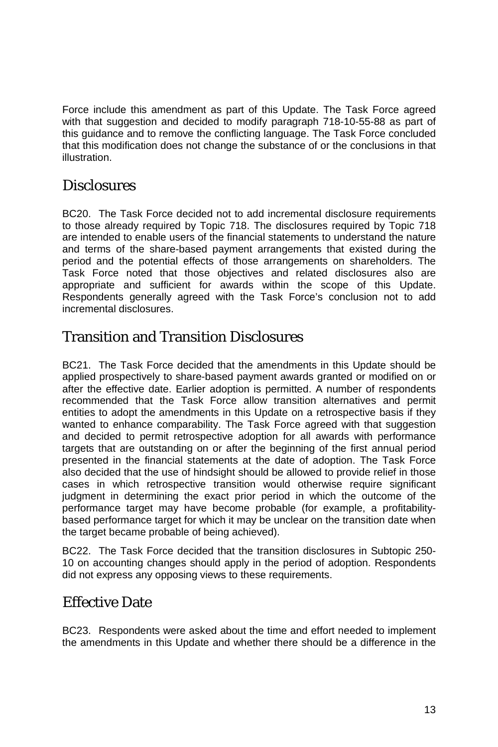Force include this amendment as part of this Update. The Task Force agreed with that suggestion and decided to modify paragraph 718-10-55-88 as part of this guidance and to remove the conflicting language. The Task Force concluded that this modification does not change the substance of or the conclusions in that illustration.

## Disclosures

BC20. The Task Force decided not to add incremental disclosure requirements to those already required by Topic 718. The disclosures required by Topic 718 are intended to enable users of the financial statements to understand the nature and terms of the share-based payment arrangements that existed during the period and the potential effects of those arrangements on shareholders. The Task Force noted that those objectives and related disclosures also are appropriate and sufficient for awards within the scope of this Update. Respondents generally agreed with the Task Force's conclusion not to add incremental disclosures.

## Transition and Transition Disclosures

BC21. The Task Force decided that the amendments in this Update should be applied prospectively to share-based payment awards granted or modified on or after the effective date. Earlier adoption is permitted. A number of respondents recommended that the Task Force allow transition alternatives and permit entities to adopt the amendments in this Update on a retrospective basis if they wanted to enhance comparability. The Task Force agreed with that suggestion and decided to permit retrospective adoption for all awards with performance targets that are outstanding on or after the beginning of the first annual period presented in the financial statements at the date of adoption. The Task Force also decided that the use of hindsight should be allowed to provide relief in those cases in which retrospective transition would otherwise require significant judgment in determining the exact prior period in which the outcome of the performance target may have become probable (for example, a profitability-based performance target for which it may be unclear on the transition date when the target became probable of being achieved).

BC22. The Task Force decided that the transition disclosures in Subtopic 250-10 on accounting changes should apply in the period of adoption. Respondents did not express any opposing views to these requirements.

## Effective Date

BC23. Respondents were asked about the time and effort needed to implement the amendments in this Update and whether there should be a difference in the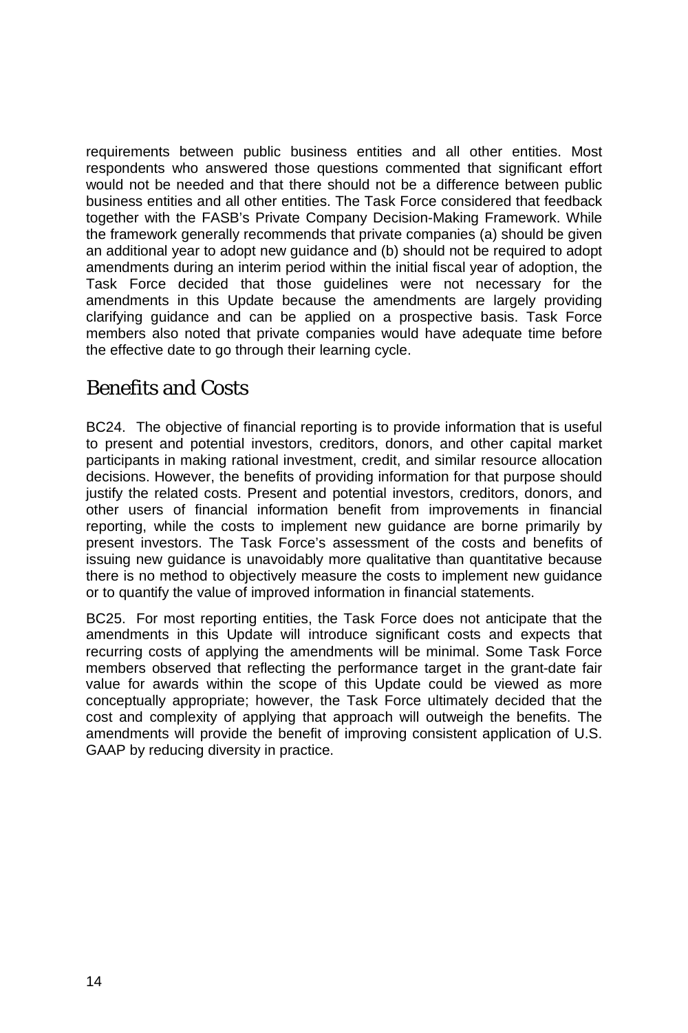requirements between public business entities and all other entities. Most respondents who answered those questions commented that significant effort would not be needed and that there should not be a difference between public business entities and all other entities. The Task Force considered that feedback together with the FASB's Private Company Decision-Making Framework. While the framework generally recommends that private companies (a) should be given an additional year to adopt new guidance and (b) should not be required to adopt amendments during an interim period within the initial fiscal year of adoption, the Task Force decided that those guidelines were not necessary for the amendments in this Update because the amendments are largely providing clarifying guidance and can be applied on a prospective basis. Task Force members also noted that private companies would have adequate time before the effective date to go through their learning cycle.

## Benefits and Costs

BC24. The objective of financial reporting is to provide information that is useful to present and potential investors, creditors, donors, and other capital market participants in making rational investment, credit, and similar resource allocation decisions. However, the benefits of providing information for that purpose should justify the related costs. Present and potential investors, creditors, donors, and other users of financial information benefit from improvements in financial reporting, while the costs to implement new guidance are borne primarily by present investors. The Task Force's assessment of the costs and benefits of issuing new guidance is unavoidably more qualitative than quantitative because there is no method to objectively measure the costs to implement new guidance or to quantify the value of improved information in financial statements.

BC25. For most reporting entities, the Task Force does not anticipate that the amendments in this Update will introduce significant costs and expects that recurring costs of applying the amendments will be minimal. Some Task Force members observed that reflecting the performance target in the grant-date fair value for awards within the scope of this Update could be viewed as more conceptually appropriate; however, the Task Force ultimately decided that the cost and complexity of applying that approach will outweigh the benefits. The amendments will provide the benefit of improving consistent application of U.S. GAAP by reducing diversity in practice.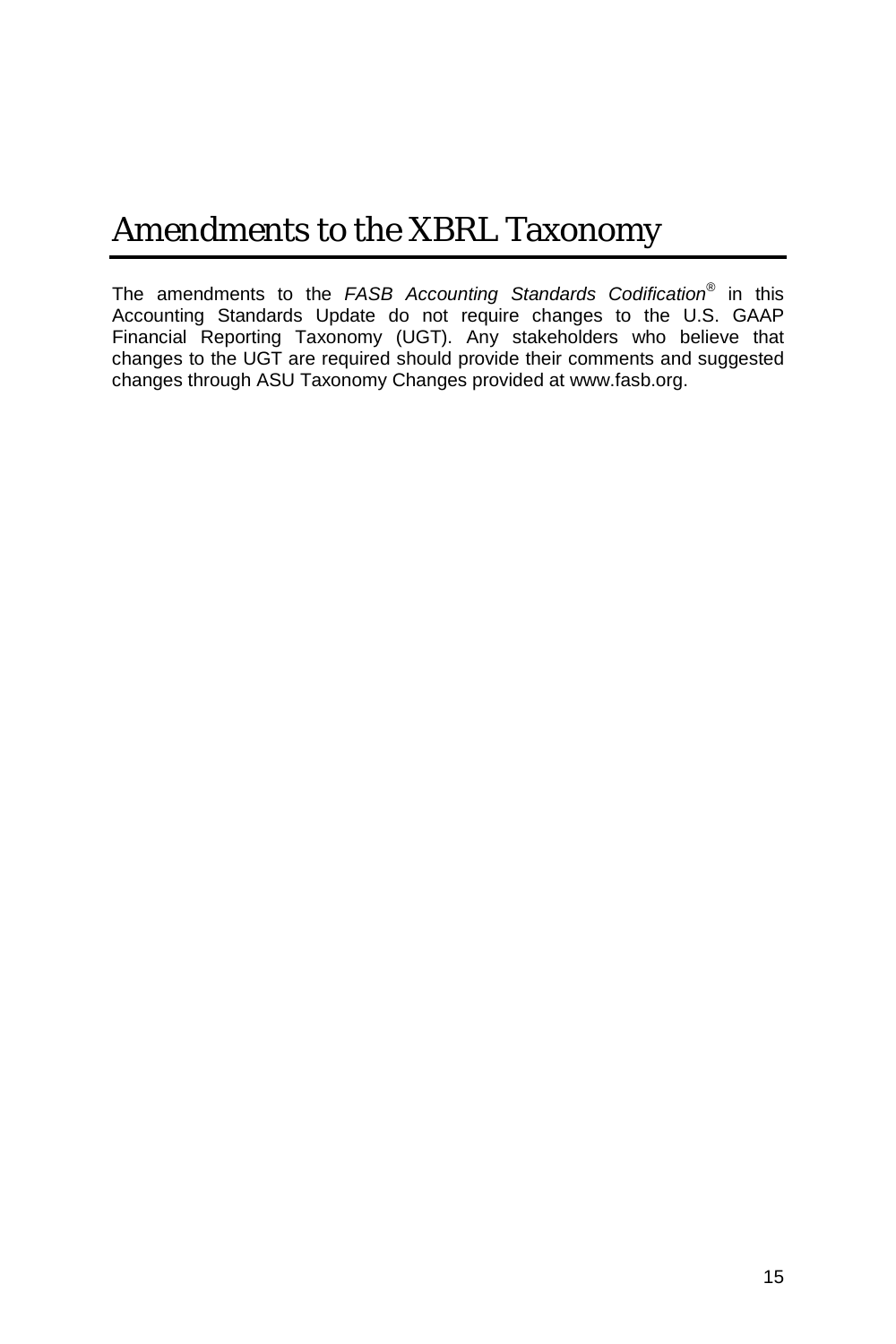# Amendments to the XBRL Taxonomy

The amendments to the *FASB Accounting Standards Codification*® in this Accounting Standards Update do not require changes to the U.S. GAAP Financial Reporting Taxonomy (UGT). Any stakeholders who believe that changes to the UGT are required should provide their comments and suggested changes through ASU Taxonomy Changes provided at www.fasb.org.